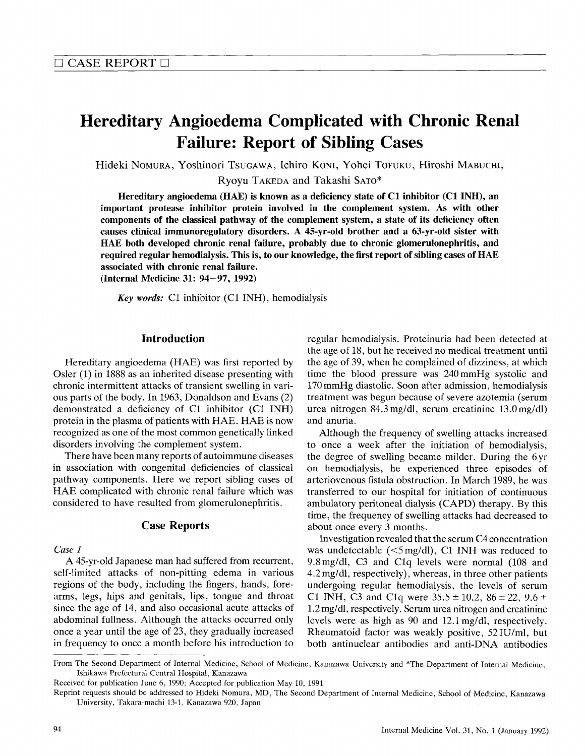□ CASE REPORT □

# Hereditary Angioedema Complicated with Chronic Renal Failure: Report of Sibling Cases

Hideki NOMURA, Yoshinori TSUGAWA, Ichiro KONI, Yohei TOFUKU, Hiroshi MABUCHI, Ryoyu TAKEDA and Takashi SATO*

**Hereditary angioedema (HAE) is known as a deficiency state of C1 inhibitor (C1 INH), an important protease inhibitor protein involved in the complement system. As with other components of the classical pathway of the complement system, a state of its deficiency often causes clinical immunoregulatory disorders. A 45-yr-old brother and a 63-yr-old sister with HAE both developed chronic renal failure, probably due to chronic glomerulonephritis, and required regular hemodialysis. This is, to our knowledge, the first report of sibling cases of HAE associated with chronic renal failure.**
**(Internal Medicine 31: 94–97, 1992)**

***Key words:*** C1 inhibitor (C1 INH), hemodialysis

## Introduction

Hereditary angioedema (HAE) was first reported by Osler (1) in 1888 as an inherited disease presenting with chronic intermittent attacks of transient swelling in various parts of the body. In 1963, Donaldson and Evans (2) demonstrated a deficiency of C1 inhibitor (C1 INH) protein in the plasma of patients with HAE. HAE is now recognized as one of the most common genetically linked disorders involving the complement system.

There have been many reports of autoimmune diseases in association with congenital deficiencies of classical pathway components. Here we report sibling cases of HAE complicated with chronic renal failure which was considered to have resulted from glomerulonephritis.

## Case Reports

### *Case 1*

A 45-yr-old Japanese man had suffered from recurrent, self-limited attacks of non-pitting edema in various regions of the body, including the fingers, hands, forearms, legs, hips and genitals, lips, tongue and throat since the age of 14, and also occasional acute attacks of abdominal fullness. Although the attacks occurred only once a year until the age of 23, they gradually increased in frequency to once a month before his introduction to regular hemodialysis. Proteinuria had been detected at the age of 18, but he received no medical treatment until the age of 39, when he complained of dizziness, at which time the blood pressure was 240 mmHg systolic and 170 mmHg diastolic. Soon after admission, hemodialysis treatment was begun because of severe azotemia (serum urea nitrogen 84.3 mg/dl, serum creatinine 13.0 mg/dl) and anuria.

Although the frequency of swelling attacks increased to once a week after the initiation of hemodialysis, the degree of swelling became milder. During the 6 yr on hemodialysis, he experienced three episodes of arteriovenous fistula obstruction. In March 1989, he was transferred to our hospital for initiation of continuous ambulatory peritoneal dialysis (CAPD) therapy. By this time, the frequency of swelling attacks had decreased to about once every 3 months.

Investigation revealed that the serum C4 concentration was undetectable (<5 mg/dl), C1 INH was reduced to 9.8 mg/dl, C3 and C1q levels were normal (108 and 4.2 mg/dl, respectively), whereas, in three other patients undergoing regular hemodialysis, the levels of serum C1 INH, C3 and C1q were $35.5 \pm 10.2$, $86 \pm 22$, $9.6 \pm 1.2$ mg/dl, respectively. Serum urea nitrogen and creatinine levels were as high as 90 and 12.1 mg/dl, respectively. Rheumatoid factor was weakly positive, 52 IU/ml, but both antinuclear antibodies and anti-DNA antibodies

From The Second Department of Internal Medicine, School of Medicine, Kanazawa University and *The Department of Internal Medicine, Ishikawa Prefectural Central Hospital, Kanazawa

Received for publication June 6, 1990; Accepted for publication May 10, 1991

Reprint requests should be addressed to Hideki Nomura, MD, The Second Department of Internal Medicine, School of Medicine, Kanazawa University, Takara-machi 13-1, Kanazawa 920, Japan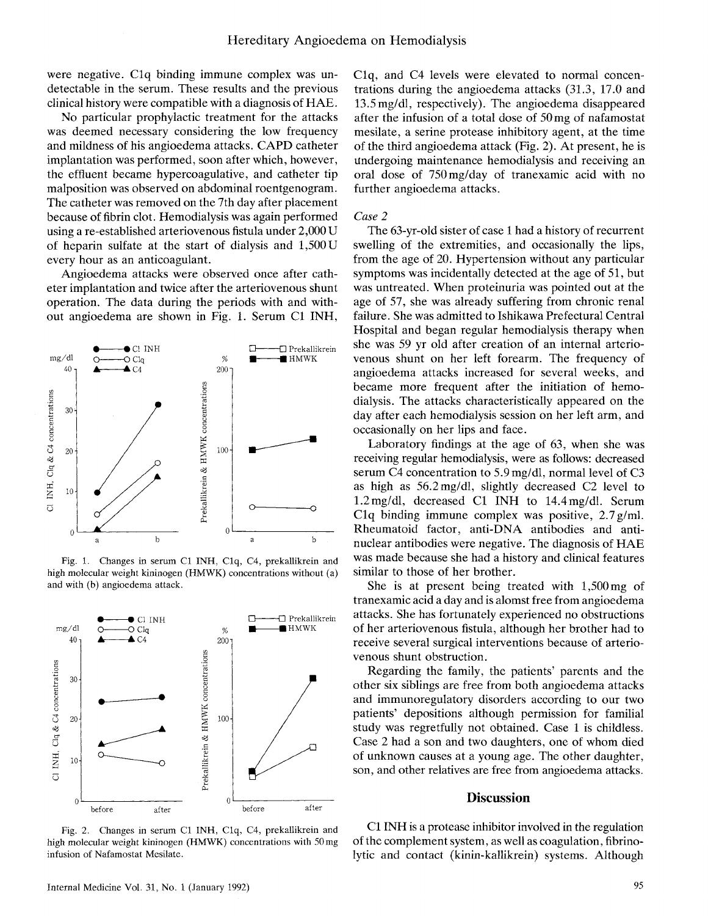were negative. C1q binding immune complex was undetectable in the serum. These results and the previous clinical history were compatible with a diagnosis of HAE.

No particular prophylactic treatment for the attacks was deemed necessary considering the low frequency and mildness of his angioedema attacks. CAPD catheter implantation was performed, soon after which, however, the effluent became hypercoagulative, and catheter tip malposition was observed on abdominal roentgenogram. The catheter was removed on the 7th day after placement because of fibrin clot. Hemodialysis was again performed using a re-established arteriovenous fistula under 2,000 U of heparin sulfate at the start of dialysis and 1,500 U every hour as an anticoagulant.

Angioedema attacks were observed once after catheter implantation and twice after the arteriovenous shunt operation. The data during the periods with and without angioedema are shown in Fig. 1. Serum C1 INH, C1q, and C4 levels were elevated to normal concentrations during the angioedema attacks (31.3, 17.0 and 13.5 mg/dl, respectively). The angioedema disappeared after the infusion of a total dose of 50 mg of nafamostat mesilate, a serine protease inhibitory agent, at the time of the third angioedema attack (Fig. 2). At present, he is undergoing maintenance hemodialysis and receiving an oral dose of 750 mg/day of tranexamic acid with no further angioedema attacks.

Fig. 1. Changes in serum C1 INH, C1q, C4, prekallikrein and high molecular weight kininogen (HMWK) concentrations without (a) and with (b) angioedema attack.

Fig. 2. Changes in serum C1 INH, C1q, C4, prekallikrein and high molecular weight kininogen (HMWK) concentrations with 50 mg infusion of Nafamostat Mesilate.

*Case 2*

The 63-yr-old sister of case 1 had a history of recurrent swelling of the extremities, and occasionally the lips, from the age of 20. Hypertension without any particular symptoms was incidentally detected at the age of 51, but was untreated. When proteinuria was pointed out at the age of 57, she was already suffering from chronic renal failure. She was admitted to Ishikawa Prefectural Central Hospital and began regular hemodialysis therapy when she was 59 yr old after creation of an internal arteriovenous shunt on her left forearm. The frequency of angioedema attacks increased for several weeks, and became more frequent after the initiation of hemodialysis. The attacks characteristically appeared on the day after each hemodialysis session on her left arm, and occasionally on her lips and face.

Laboratory findings at the age of 63, when she was receiving regular hemodialysis, were as follows: decreased serum C4 concentration to 5.9 mg/dl, normal level of C3 as high as 56.2 mg/dl, slightly decreased C2 level to 1.2 mg/dl, decreased C1 INH to 14.4 mg/dl. Serum C1q binding immune complex was positive, 2.7 g/ml. Rheumatoid factor, anti-DNA antibodies and antinuclear antibodies were negative. The diagnosis of HAE was made because she had a history and clinical features similar to those of her brother.

She is at present being treated with 1,500 mg of tranexamic acid a day and is alomst free from angioedema attacks. She has fortunately experienced no obstructions of her arteriovenous fistula, although her brother had to receive several surgical interventions because of arteriovenous shunt obstruction.

Regarding the family, the patients' parents and the other six siblings are free from both angioedema attacks and immunoregulatory disorders according to our two patients' depositions although permission for familial study was regretfully not obtained. Case 1 is childless. Case 2 had a son and two daughters, one of whom died of unknown causes at a young age. The other daughter, son, and other relatives are free from angioedema attacks.

## Discussion

C1 INH is a protease inhibitor involved in the regulation of the complement system, as well as coagulation, fibrinolytic and contact (kinin-kallikrein) systems. Although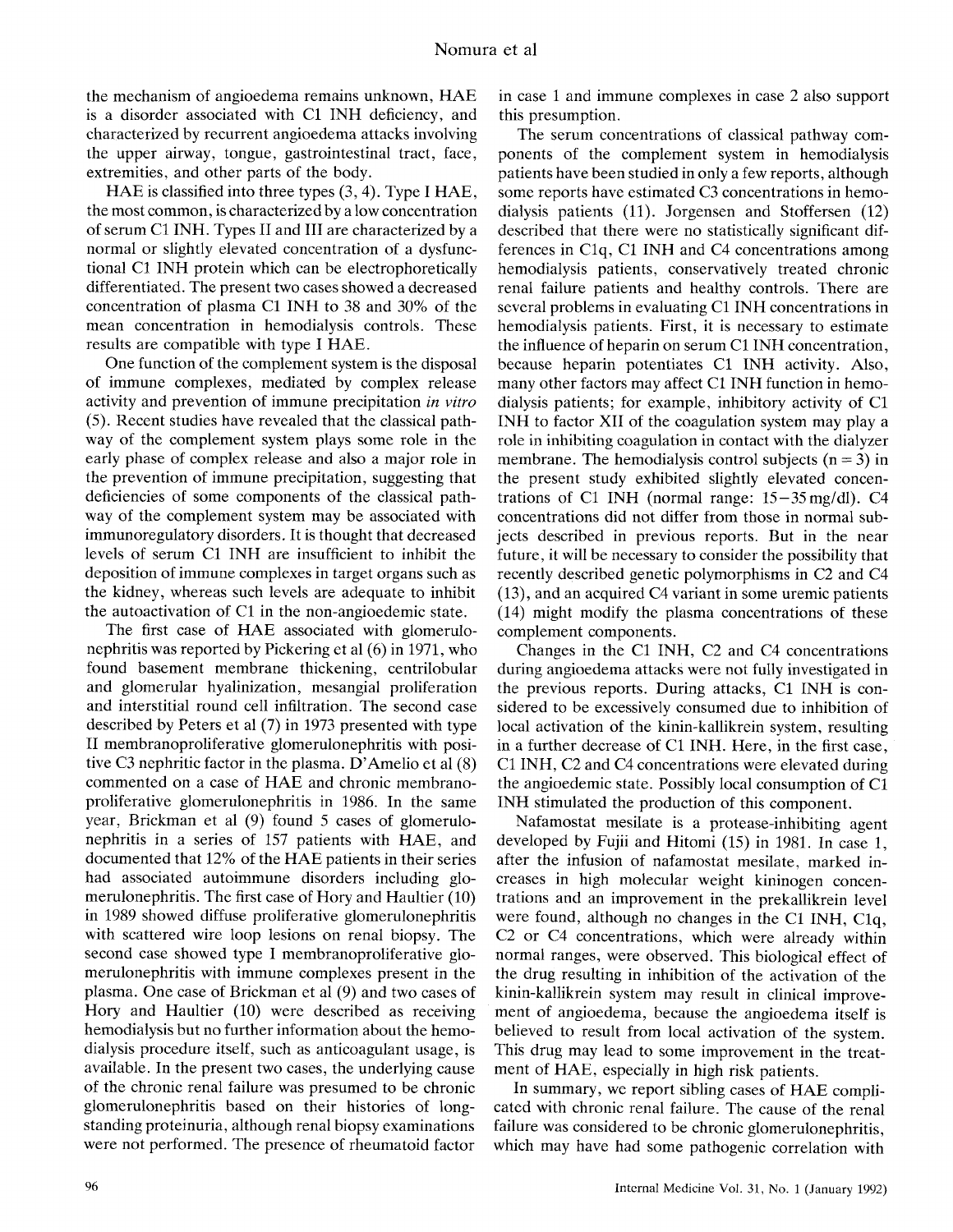the mechanism of angioedema remains unknown, HAE is a disorder associated with C1 INH deficiency, and characterized by recurrent angioedema attacks involving the upper airway, tongue, gastrointestinal tract, face, extremities, and other parts of the body.

HAE is classified into three types (3, 4). Type I HAE, the most common, is characterized by a low concentration of serum C1 INH. Types II and III are characterized by a normal or slightly elevated concentration of a dysfunctional C1 INH protein which can be electrophoretically differentiated. The present two cases showed a decreased concentration of plasma C1 INH to 38 and 30% of the mean concentration in hemodialysis controls. These results are compatible with type I HAE.

One function of the complement system is the disposal of immune complexes, mediated by complex release activity and prevention of immune precipitation *in vitro* (5). Recent studies have revealed that the classical pathway of the complement system plays some role in the early phase of complex release and also a major role in the prevention of immune precipitation, suggesting that deficiencies of some components of the classical pathway of the complement system may be associated with immunoregulatory disorders. It is thought that decreased levels of serum C1 INH are insufficient to inhibit the deposition of immune complexes in target organs such as the kidney, whereas such levels are adequate to inhibit the autoactivation of C1 in the non-angioedemic state.

The first case of HAE associated with glomerulonephritis was reported by Pickering et al (6) in 1971, who found basement membrane thickening, centrilobular and glomerular hyalinization, mesangial proliferation and interstitial round cell infiltration. The second case described by Peters et al (7) in 1973 presented with type II membranoproliferative glomerulonephritis with positive C3 nephritic factor in the plasma. D'Amelio et al (8) commented on a case of HAE and chronic membranoproliferative glomerulonephritis in 1986. In the same year, Brickman et al (9) found 5 cases of glomerulonephritis in a series of 157 patients with HAE, and documented that 12% of the HAE patients in their series had associated autoimmune disorders including glomerulonephritis. The first case of Hory and Haultier (10) in 1989 showed diffuse proliferative glomerulonephritis with scattered wire loop lesions on renal biopsy. The second case showed type I membranoproliferative glomerulonephritis with immune complexes present in the plasma. One case of Brickman et al (9) and two cases of Hory and Haultier (10) were described as receiving hemodialysis but no further information about the hemodialysis procedure itself, such as anticoagulant usage, is available. In the present two cases, the underlying cause of the chronic renal failure was presumed to be chronic glomerulonephritis based on their histories of longstanding proteinuria, although renal biopsy examinations were not performed. The presence of rheumatoid factor in case 1 and immune complexes in case 2 also support this presumption.

The serum concentrations of classical pathway components of the complement system in hemodialysis patients have been studied in only a few reports, although some reports have estimated C3 concentrations in hemodialysis patients (11). Jorgensen and Stoffersen (12) described that there were no statistically significant differences in C1q, C1 INH and C4 concentrations among hemodialysis patients, conservatively treated chronic renal failure patients and healthy controls. There are several problems in evaluating C1 INH concentrations in hemodialysis patients. First, it is necessary to estimate the influence of heparin on serum C1 INH concentration, because heparin potentiates C1 INH activity. Also, many other factors may affect C1 INH function in hemodialysis patients; for example, inhibitory activity of C1 INH to factor XII of the coagulation system may play a role in inhibiting coagulation in contact with the dialyzer membrane. The hemodialysis control subjects ($n = 3$) in the present study exhibited slightly elevated concentrations of C1 INH (normal range: 15–35 mg/dl). C4 concentrations did not differ from those in normal subjects described in previous reports. But in the near future, it will be necessary to consider the possibility that recently described genetic polymorphisms in C2 and C4 (13), and an acquired C4 variant in some uremic patients (14) might modify the plasma concentrations of these complement components.

Changes in the C1 INH, C2 and C4 concentrations during angioedema attacks were not fully investigated in the previous reports. During attacks, C1 INH is considered to be excessively consumed due to inhibition of local activation of the kinin-kallikrein system, resulting in a further decrease of C1 INH. Here, in the first case, C1 INH, C2 and C4 concentrations were elevated during the angioedemic state. Possibly local consumption of C1 INH stimulated the production of this component.

Nafamostat mesilate is a protease-inhibiting agent developed by Fujii and Hitomi (15) in 1981. In case 1, after the infusion of nafamostat mesilate, marked increases in high molecular weight kininogen concentrations and an improvement in the prekallikrein level were found, although no changes in the C1 INH, C1q, C2 or C4 concentrations, which were already within normal ranges, were observed. This biological effect of the drug resulting in inhibition of the activation of the kinin-kallikrein system may result in clinical improvement of angioedema, because the angioedema itself is believed to result from local activation of the system. This drug may lead to some improvement in the treatment of HAE, especially in high risk patients.

In summary, we report sibling cases of HAE complicated with chronic renal failure. The cause of the renal failure was considered to be chronic glomerulonephritis, which may have had some pathogenic correlation with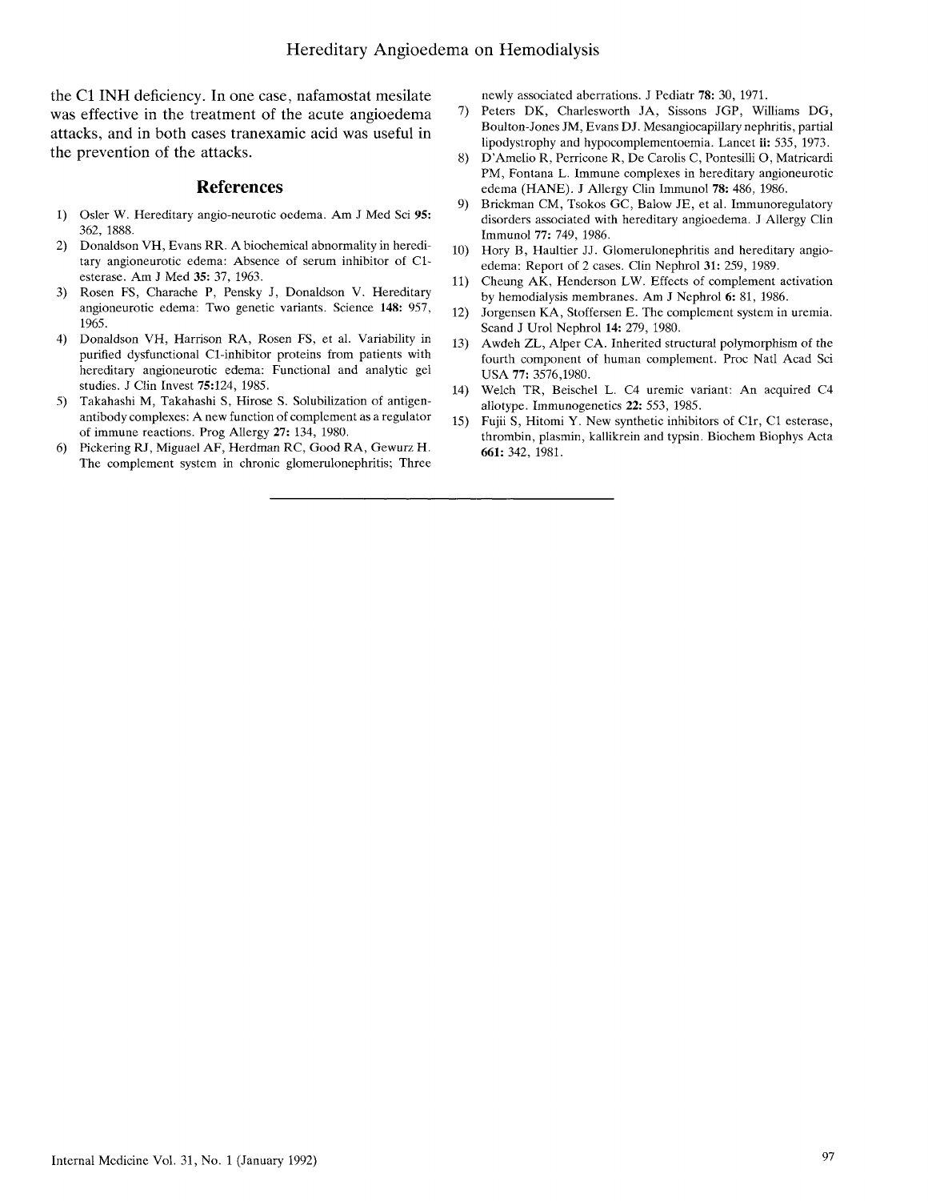the C1 INH deficiency. In one case, nafamostat mesilate was effective in the treatment of the acute angioedema attacks, and in both cases tranexamic acid was useful in the prevention of the attacks.

## References

1) Osler W. Hereditary angio-neurotic oedema. Am J Med Sci **95:** 362, 1888.
2) Donaldson VH, Evans RR. A biochemical abnormality in hereditary angioneurotic edema: Absence of serum inhibitor of C1-esterase. Am J Med **35:** 37, 1963.
3) Rosen FS, Charache P, Pensky J, Donaldson V. Hereditary angioneurotic edema: Two genetic variants. Science **148:** 957, 1965.
4) Donaldson VH, Harrison RA, Rosen FS, et al. Variability in purified dysfunctional C1-inhibitor proteins from patients with hereditary angioneurotic edema: Functional and analytic gel studies. J Clin Invest **75:**124, 1985.
5) Takahashi M, Takahashi S, Hirose S. Solubilization of antigen-antibody complexes: A new function of complement as a regulator of immune reactions. Prog Allergy **27:** 134, 1980.
6) Pickering RJ, Miguael AF, Herdman RC, Good RA, Gewurz H. The complement system in chronic glomerulonephritis; Three newly associated aberrations. J Pediatr **78:** 30, 1971.
7) Peters DK, Charlesworth JA, Sissons JGP, Williams DG, Boulton-Jones JM, Evans DJ. Mesangiocapillary nephritis, partial lipodystrophy and hypocomplementoemia. Lancet **ii:** 535, 1973.
8) D'Amelio R, Perricone R, De Carolis C, Pontesilli O, Matricardi PM, Fontana L. Immune complexes in hereditary angioneurotic edema (HANE). J Allergy Clin Immunol **78:** 486, 1986.
9) Brickman CM, Tsokos GC, Balow JE, et al. Immunoregulatory disorders associated with hereditary angioedema. J Allergy Clin Immunol **77:** 749, 1986.
10) Hory B, Haultier JJ. Glomerulonephritis and hereditary angioedema: Report of 2 cases. Clin Nephrol **31:** 259, 1989.
11) Cheung AK, Henderson LW. Effects of complement activation by hemodialysis membranes. Am J Nephrol **6:** 81, 1986.
12) Jorgensen KA, Stoffersen E. The complement system in uremia. Scand J Urol Nephrol **14:** 279, 1980.
13) Awdeh ZL, Alper CA. Inherited structural polymorphism of the fourth component of human complement. Proc Natl Acad Sci USA **77:** 3576,1980.
14) Welch TR, Beischel L. C4 uremic variant: An acquired C4 allotype. Immunogenetics **22:** 553, 1985.
15) Fujii S, Hitomi Y. New synthetic inhibitors of C1r, C1 esterase, thrombin, plasmin, kallikrein and typsin. Biochem Biophys Acta **661:** 342, 1981.